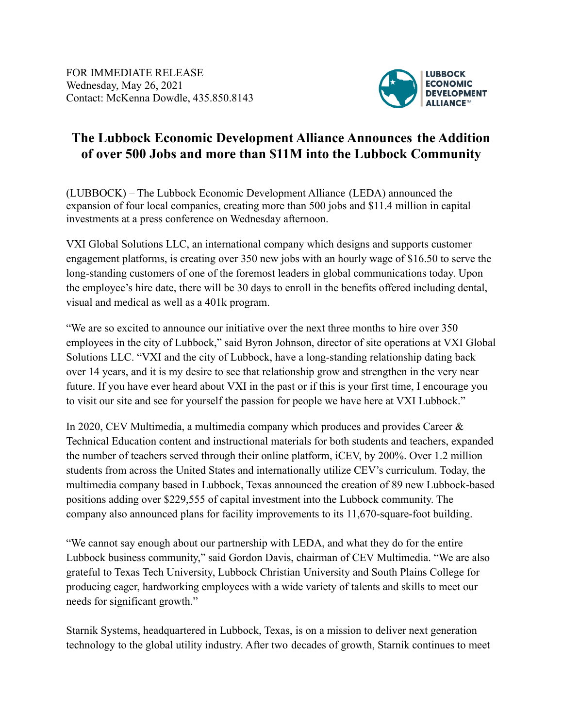FOR IMMEDIATE RELEASE
Wednesday, May 26, 2021
Contact: McKenna Dowdle, 435.850.8143

LUBBOCK ECONOMIC DEVELOPMENT ALLIANCE™

# The Lubbock Economic Development Alliance Announces the Addition of over 500 Jobs and more than $11M into the Lubbock Community

(LUBBOCK) – The Lubbock Economic Development Alliance (LEDA) announced the expansion of four local companies, creating more than 500 jobs and $11.4 million in capital investments at a press conference on Wednesday afternoon.

VXI Global Solutions LLC, an international company which designs and supports customer engagement platforms, is creating over 350 new jobs with an hourly wage of $16.50 to serve the long-standing customers of one of the foremost leaders in global communications today. Upon the employee's hire date, there will be 30 days to enroll in the benefits offered including dental, visual and medical as well as a 401k program.

"We are so excited to announce our initiative over the next three months to hire over 350 employees in the city of Lubbock," said Byron Johnson, director of site operations at VXI Global Solutions LLC. "VXI and the city of Lubbock, have a long-standing relationship dating back over 14 years, and it is my desire to see that relationship grow and strengthen in the very near future. If you have ever heard about VXI in the past or if this is your first time, I encourage you to visit our site and see for yourself the passion for people we have here at VXI Lubbock."

In 2020, CEV Multimedia, a multimedia company which produces and provides Career & Technical Education content and instructional materials for both students and teachers, expanded the number of teachers served through their online platform, iCEV, by 200%. Over 1.2 million students from across the United States and internationally utilize CEV's curriculum. Today, the multimedia company based in Lubbock, Texas announced the creation of 89 new Lubbock-based positions adding over $229,555 of capital investment into the Lubbock community. The company also announced plans for facility improvements to its 11,670-square-foot building.

"We cannot say enough about our partnership with LEDA, and what they do for the entire Lubbock business community," said Gordon Davis, chairman of CEV Multimedia. "We are also grateful to Texas Tech University, Lubbock Christian University and South Plains College for producing eager, hardworking employees with a wide variety of talents and skills to meet our needs for significant growth."

Starnik Systems, headquartered in Lubbock, Texas, is on a mission to deliver next generation technology to the global utility industry. After two decades of growth, Starnik continues to meet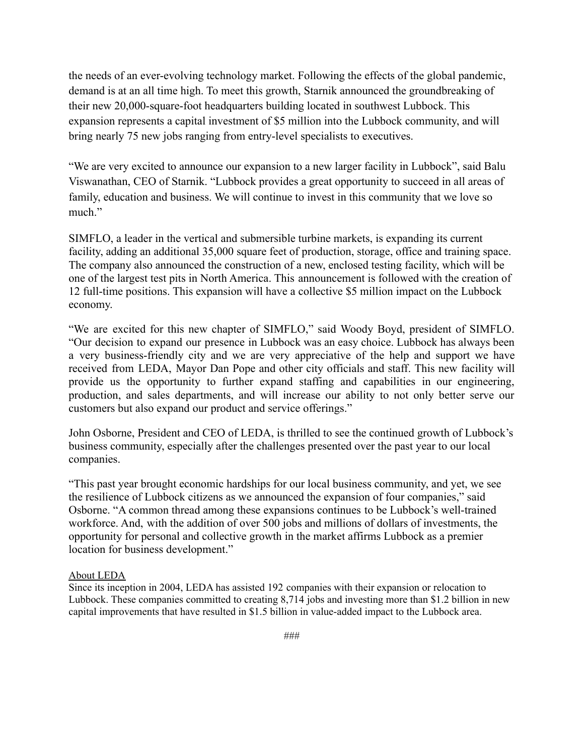the needs of an ever-evolving technology market. Following the effects of the global pandemic, demand is at an all time high. To meet this growth, Starnik announced the groundbreaking of their new 20,000-square-foot headquarters building located in southwest Lubbock. This expansion represents a capital investment of $5 million into the Lubbock community, and will bring nearly 75 new jobs ranging from entry-level specialists to executives.

"We are very excited to announce our expansion to a new larger facility in Lubbock", said Balu Viswanathan, CEO of Starnik. "Lubbock provides a great opportunity to succeed in all areas of family, education and business. We will continue to invest in this community that we love so much."

SIMFLO, a leader in the vertical and submersible turbine markets, is expanding its current facility, adding an additional 35,000 square feet of production, storage, office and training space. The company also announced the construction of a new, enclosed testing facility, which will be one of the largest test pits in North America. This announcement is followed with the creation of 12 full-time positions. This expansion will have a collective $5 million impact on the Lubbock economy.

"We are excited for this new chapter of SIMFLO," said Woody Boyd, president of SIMFLO. "Our decision to expand our presence in Lubbock was an easy choice. Lubbock has always been a very business-friendly city and we are very appreciative of the help and support we have received from LEDA, Mayor Dan Pope and other city officials and staff. This new facility will provide us the opportunity to further expand staffing and capabilities in our engineering, production, and sales departments, and will increase our ability to not only better serve our customers but also expand our product and service offerings."

John Osborne, President and CEO of LEDA, is thrilled to see the continued growth of Lubbock's business community, especially after the challenges presented over the past year to our local companies.

"This past year brought economic hardships for our local business community, and yet, we see the resilience of Lubbock citizens as we announced the expansion of four companies," said Osborne. "A common thread among these expansions continues to be Lubbock's well-trained workforce. And, with the addition of over 500 jobs and millions of dollars of investments, the opportunity for personal and collective growth in the market affirms Lubbock as a premier location for business development."

About LEDA

Since its inception in 2004, LEDA has assisted 192 companies with their expansion or relocation to Lubbock. These companies committed to creating 8,714 jobs and investing more than $1.2 billion in new capital improvements that have resulted in $1.5 billion in value-added impact to the Lubbock area.

###